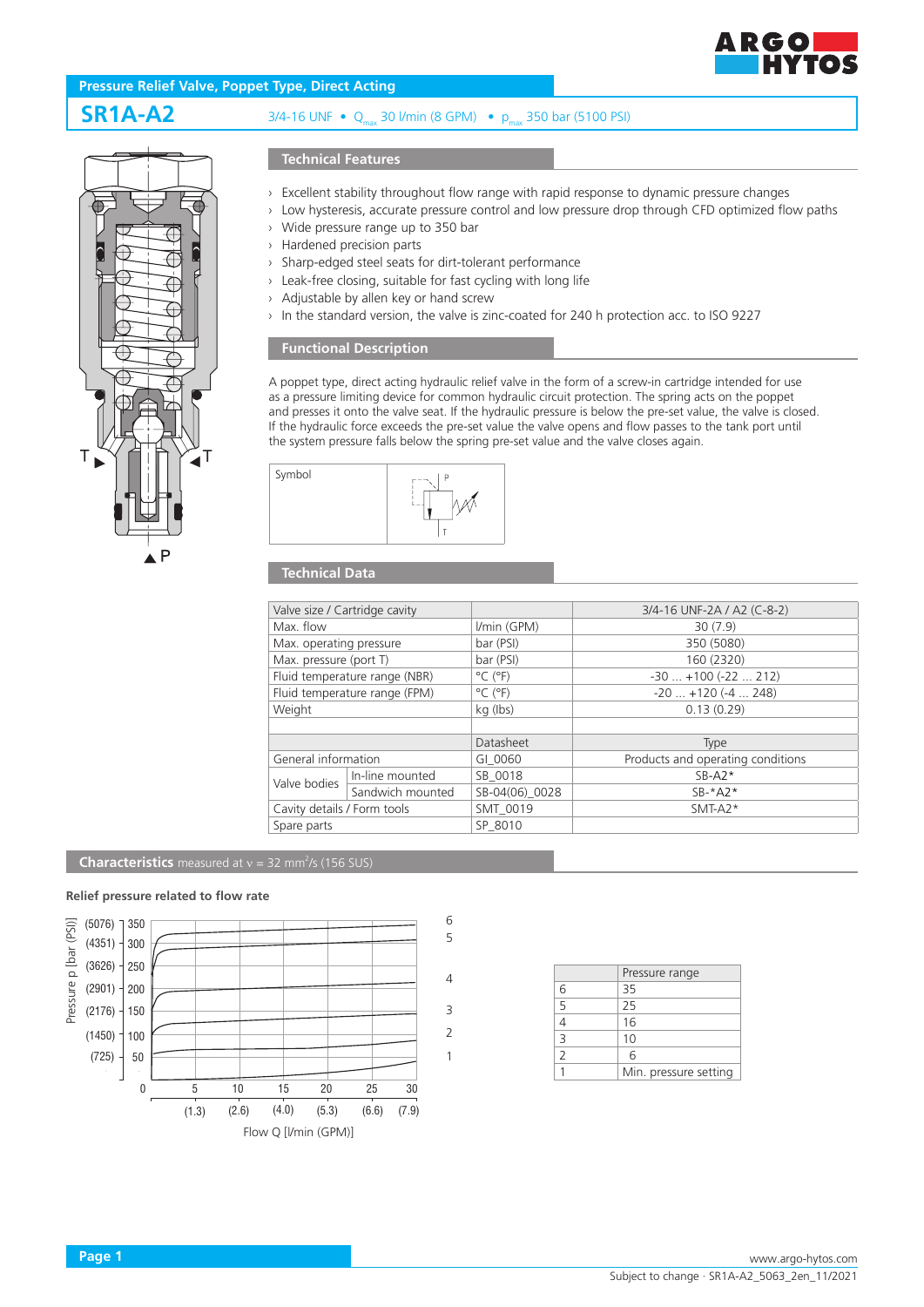# Pressure Relief Valve, Poppet Type, Direct Acting

## SR1A-A2

3/4-16 UNF • $Q_{max}$ 30 l/min (8 GPM) • $p_{max}$ 350 bar (5100 PSI)

### Technical Features

- Excellent stability throughout flow range with rapid response to dynamic pressure changes
- Low hysteresis, accurate pressure control and low pressure drop through CFD optimized flow paths
- Wide pressure range up to 350 bar
- Hardened precision parts
- Sharp-edged steel seats for dirt-tolerant performance
- Leak-free closing, suitable for fast cycling with long life
- Adjustable by allen key or hand screw
- In the standard version, the valve is zinc-coated for 240 h protection acc. to ISO 9227

### Functional Description

A poppet type, direct acting hydraulic relief valve in the form of a screw-in cartridge intended for use as a pressure limiting device for common hydraulic circuit protection. The spring acts on the poppet and presses it onto the valve seat. If the hydraulic pressure is below the pre-set value, the valve is closed. If the hydraulic force exceeds the pre-set value the valve opens and flow passes to the tank port until the system pressure falls below the spring pre-set value and the valve closes again.

Symbol

### Technical Data

| Valve size / Cartridge cavity | | | 3/4-16 UNF-2A / A2 (C-8-2) |
|---|---|---|---|
| Max. flow | | l/min (GPM) | 30 (7.9) |
| Max. operating pressure | | bar (PSI) | 350 (5080) |
| Max. pressure (port T) | | bar (PSI) | 160 (2320) |
| Fluid temperature range (NBR) | | °C (°F) | -30 ... +100 (-22 ... 212) |
| Fluid temperature range (FPM) | | °C (°F) | -20 ... +120 (-4 ... 248) |
| Weight | | kg (lbs) | 0.13 (0.29) |
| | | | |
| | | Datasheet | Type |
| General information | | GI_0060 | Products and operating conditions |
| Valve bodies | In-line mounted | SB_0018 | SB-A2* |
| | Sandwich mounted | SB-04(06)_0028 | SB-*A2* |
| Cavity details / Form tools | | SMT_0019 | SMT-A2* |
| Spare parts | | SP_8010 | |

### Characteristics measured at ν = 32 mm²/s (156 SUS)

**Relief pressure related to flow rate**

Pressure p [bar (PSI)] vs. Flow Q [l/min (GPM)]

| | Pressure range |
|---|---|
| 6 | 35 |
| 5 | 25 |
| 4 | 16 |
| 3 | 10 |
| 2 | 6 |
| 1 | Min. pressure setting |

www.argo-hytos.com

Subject to change · SR1A-A2_5063_2en_11/2021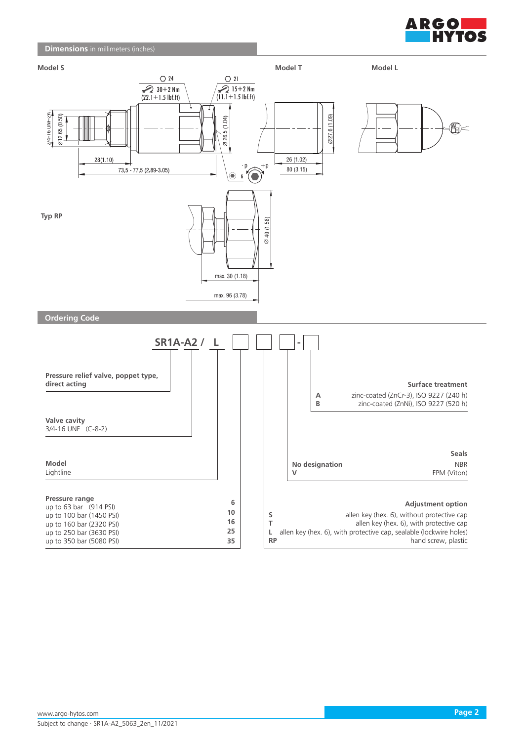## Dimensions in millimeters (inches)

Model S

Model T

Model L

⎔ 24
30+2 Nm
(22.1+1.5 lbf.ft)

⎔ 21
15+2 Nm
(11.1+1.5 lbf.ft)

3/4-16 UNF-2A
Ø12.65 (0.50)
Ø 26.5 (1.04)
28(1.10)
73,5 - 77,5 (2.89-3.05)
-p +p
6

Ø27.6 (1.09)
26 (1.02)
80 (3.15)

Typ RP

Ø 40 (1.58)
max. 30 (1.18)
max. 96 (3.78)

## Ordering Code

**SR1A-A2 / L** ☐ ☐ ☐ - ☐

**Pressure relief valve, poppet type, direct acting**

**Valve cavity**
3/4-16 UNF (C-8-2)

**Model**
Lightline

**Pressure range**

| | |
|---|---|
| up to 63 bar (914 PSI) | **6** |
| up to 100 bar (1450 PSI) | **10** |
| up to 160 bar (2320 PSI) | **16** |
| up to 250 bar (3630 PSI) | **25** |
| up to 350 bar (5080 PSI) | **35** |

**Adjustment option**

| | |
|---|---|
| **S** | allen key (hex. 6), without protective cap |
| **T** | allen key (hex. 6), with protective cap |
| **L** | allen key (hex. 6), with protective cap, sealable (lockwire holes) |
| **RP** | hand screw, plastic |

**Seals**

| | |
|---|---|
| **No designation** | NBR |
| **V** | FPM (Viton) |

**Surface treatment**

| | |
|---|---|
| **A** | zinc-coated (ZnCr-3), ISO 9227 (240 h) |
| **B** | zinc-coated (ZnNi), ISO 9227 (520 h) |

www.argo-hytos.com
Subject to change · SR1A-A2_5063_2en_11/2021